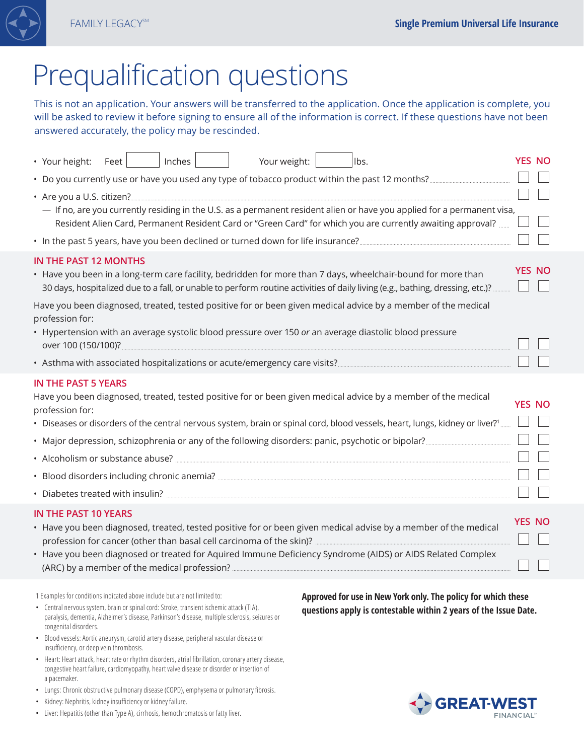FAMILY LEGACY℠

**Single Premium Universal Life Insurance**

# Prequalification questions

This is not an application. Your answers will be transferred to the application. Once the application is complete, you will be asked to review it before signing to ensure all of the information is correct. If these questions have not been answered accurately, the policy may be rescinded.

| | YES | NO |
|---|---|---|
| • Your height: Feet ____ Inches ____ Your weight: ____ lbs. | | |
| • Do you currently use or have you used any type of tobacco product within the past 12 months? | ☐ | ☐ |
| • Are you a U.S. citizen? | ☐ | ☐ |
| — If no, are you currently residing in the U.S. as a permanent resident alien or have you applied for a permanent visa, Resident Alien Card, Permanent Resident Card or "Green Card" for which you are currently awaiting approval? | ☐ | ☐ |
| • In the past 5 years, have you been declined or turned down for life insurance? | ☐ | ☐ |

## IN THE PAST 12 MONTHS

| | YES | NO |
|---|---|---|
| • Have you been in a long-term care facility, bedridden for more than 7 days, wheelchair-bound for more than 30 days, hospitalized due to a fall, or unable to perform routine activities of daily living (e.g., bathing, dressing, etc.)? | ☐ | ☐ |
| Have you been diagnosed, treated, tested positive for or been given medical advice by a member of the medical profession for: | | |
| • Hypertension with an average systolic blood pressure over 150 *or* an average diastolic blood pressure over 100 (150/100)? | ☐ | ☐ |
| • Asthma with associated hospitalizations or acute/emergency care visits? | ☐ | ☐ |

## IN THE PAST 5 YEARS

| Have you been diagnosed, treated, tested positive for or been given medical advice by a member of the medical profession for: | YES | NO |
|---|---|---|
| • Diseases or disorders of the central nervous system, brain or spinal cord, blood vessels, heart, lungs, kidney or liver?[1] | ☐ | ☐ |
| • Major depression, schizophrenia or any of the following disorders: panic, psychotic or bipolar? | ☐ | ☐ |
| • Alcoholism or substance abuse? | ☐ | ☐ |
| • Blood disorders including chronic anemia? | ☐ | ☐ |
| • Diabetes treated with insulin? | ☐ | ☐ |

## IN THE PAST 10 YEARS

| | YES | NO |
|---|---|---|
| • Have you been diagnosed, treated, tested positive for or been given medical advise by a member of the medical profession for cancer (other than basal cell carcinoma of the skin)? | ☐ | ☐ |
| • Have you been diagnosed or treated for Aquired Immune Deficiency Syndrome (AIDS) or AIDS Related Complex (ARC) by a member of the medical profession? | ☐ | ☐ |

1 Examples for conditions indicated above include but are not limited to:

- Central nervous system, brain or spinal cord: Stroke, transient ischemic attack (TIA), paralysis, dementia, Alzheimer's disease, Parkinson's disease, multiple sclerosis, seizures or congenital disorders.
- Blood vessels: Aortic aneurysm, carotid artery disease, peripheral vascular disease or insufficiency, or deep vein thrombosis.
- Heart: Heart attack, heart rate or rhythm disorders, atrial fibrillation, coronary artery disease, congestive heart failure, cardiomyopathy, heart valve disease or disorder or insertion of a pacemaker.
- Lungs: Chronic obstructive pulmonary disease (COPD), emphysema or pulmonary fibrosis.
- Kidney: Nephritis, kidney insufficiency or kidney failure.
- Liver: Hepatitis (other than Type A), cirrhosis, hemochromatosis or fatty liver.

**Approved for use in New York only. The policy for which these questions apply is contestable within 2 years of the Issue Date.**

GREAT-WEST FINANCIAL™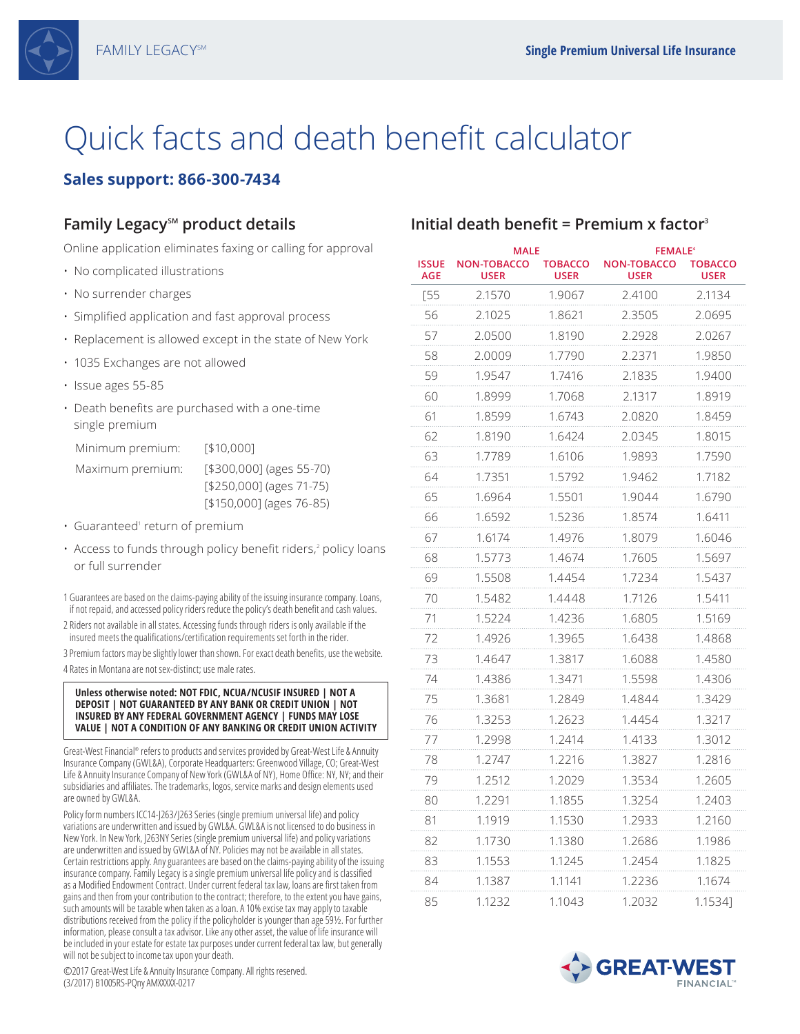FAMILY LEGACY℠

**Single Premium Universal Life Insurance**

# Quick facts and death benefit calculator

**Sales support: 866-300-7434**

## Family Legacy℠ product details

Online application eliminates faxing or calling for approval

- No complicated illustrations
- No surrender charges
- Simplified application and fast approval process
- Replacement is allowed except in the state of New York
- 1035 Exchanges are not allowed
- Issue ages 55-85
- Death benefits are purchased with a one-time single premium

| | |
|---|---|
| Minimum premium: | [$10,000] |
| Maximum premium: | [$300,000] (ages 55-70)<br>[$250,000] (ages 71-75)<br>[$150,000] (ages 76-85) |

- Guaranteed[1] return of premium
- Access to funds through policy benefit riders,[2] policy loans or full surrender

1 Guarantees are based on the claims-paying ability of the issuing insurance company. Loans, if not repaid, and accessed policy riders reduce the policy's death benefit and cash values.

2 Riders not available in all states. Accessing funds through riders is only available if the insured meets the qualifications/certification requirements set forth in the rider.

3 Premium factors may be slightly lower than shown. For exact death benefits, use the website.

4 Rates in Montana are not sex-distinct; use male rates.

**Unless otherwise noted: NOT FDIC, NCUA/NCUSIF INSURED | NOT A DEPOSIT | NOT GUARANTEED BY ANY BANK OR CREDIT UNION | NOT INSURED BY ANY FEDERAL GOVERNMENT AGENCY | FUNDS MAY LOSE VALUE | NOT A CONDITION OF ANY BANKING OR CREDIT UNION ACTIVITY**

Great-West Financial® refers to products and services provided by Great-West Life & Annuity Insurance Company (GWL&A), Corporate Headquarters: Greenwood Village, CO; Great-West Life & Annuity Insurance Company of New York (GWL&A of NY), Home Office: NY, NY; and their subsidiaries and affiliates. The trademarks, logos, service marks and design elements used are owned by GWL&A.

Policy form numbers ICC14-J263/J263 Series (single premium universal life) and policy variations are underwritten and issued by GWL&A. GWL&A is not licensed to do business in New York. In New York, J263NY Series (single premium universal life) and policy variations are underwritten and issued by GWL&A of NY. Policies may not be available in all states. Certain restrictions apply. Any guarantees are based on the claims-paying ability of the issuing insurance company. Family Legacy is a single premium universal life policy and is classified as a Modified Endowment Contract. Under current federal tax law, loans are first taken from gains and then from your contribution to the contract; therefore, to the extent you have gains, such amounts will be taxable when taken as a loan. A 10% excise tax may apply to taxable distributions received from the policy if the policyholder is younger than age 59½. For further information, please consult a tax advisor. Like any other asset, the value of life insurance will be included in your estate for estate tax purposes under current federal tax law, but generally will not be subject to income tax upon your death.

©2017 Great-West Life & Annuity Insurance Company. All rights reserved.
(3/2017) B1005RS-PQny AMXXXXX-0217

## Initial death benefit = Premium x factor[3]

| | MALE | | FEMALE[4] | |
|---|---|---|---|---|
| ISSUE AGE | NON-TOBACCO USER | TOBACCO USER | NON-TOBACCO USER | TOBACCO USER |
| [55 | 2.1570 | 1.9067 | 2.4100 | 2.1134 |
| 56 | 2.1025 | 1.8621 | 2.3505 | 2.0695 |
| 57 | 2.0500 | 1.8190 | 2.2928 | 2.0267 |
| 58 | 2.0009 | 1.7790 | 2.2371 | 1.9850 |
| 59 | 1.9547 | 1.7416 | 2.1835 | 1.9400 |
| 60 | 1.8999 | 1.7068 | 2.1317 | 1.8919 |
| 61 | 1.8599 | 1.6743 | 2.0820 | 1.8459 |
| 62 | 1.8190 | 1.6424 | 2.0345 | 1.8015 |
| 63 | 1.7789 | 1.6106 | 1.9893 | 1.7590 |
| 64 | 1.7351 | 1.5792 | 1.9462 | 1.7182 |
| 65 | 1.6964 | 1.5501 | 1.9044 | 1.6790 |
| 66 | 1.6592 | 1.5236 | 1.8574 | 1.6411 |
| 67 | 1.6174 | 1.4976 | 1.8079 | 1.6046 |
| 68 | 1.5773 | 1.4674 | 1.7605 | 1.5697 |
| 69 | 1.5508 | 1.4454 | 1.7234 | 1.5437 |
| 70 | 1.5482 | 1.4448 | 1.7126 | 1.5411 |
| 71 | 1.5224 | 1.4236 | 1.6805 | 1.5169 |
| 72 | 1.4926 | 1.3965 | 1.6438 | 1.4868 |
| 73 | 1.4647 | 1.3817 | 1.6088 | 1.4580 |
| 74 | 1.4386 | 1.3471 | 1.5598 | 1.4306 |
| 75 | 1.3681 | 1.2849 | 1.4844 | 1.3429 |
| 76 | 1.3253 | 1.2623 | 1.4454 | 1.3217 |
| 77 | 1.2998 | 1.2414 | 1.4133 | 1.3012 |
| 78 | 1.2747 | 1.2216 | 1.3827 | 1.2816 |
| 79 | 1.2512 | 1.2029 | 1.3534 | 1.2605 |
| 80 | 1.2291 | 1.1855 | 1.3254 | 1.2403 |
| 81 | 1.1919 | 1.1530 | 1.2933 | 1.2160 |
| 82 | 1.1730 | 1.1380 | 1.2686 | 1.1986 |
| 83 | 1.1553 | 1.1245 | 1.2454 | 1.1825 |
| 84 | 1.1387 | 1.1141 | 1.2236 | 1.1674 |
| 85 | 1.1232 | 1.1043 | 1.2032 | 1.1534] |

GREAT-WEST FINANCIAL™